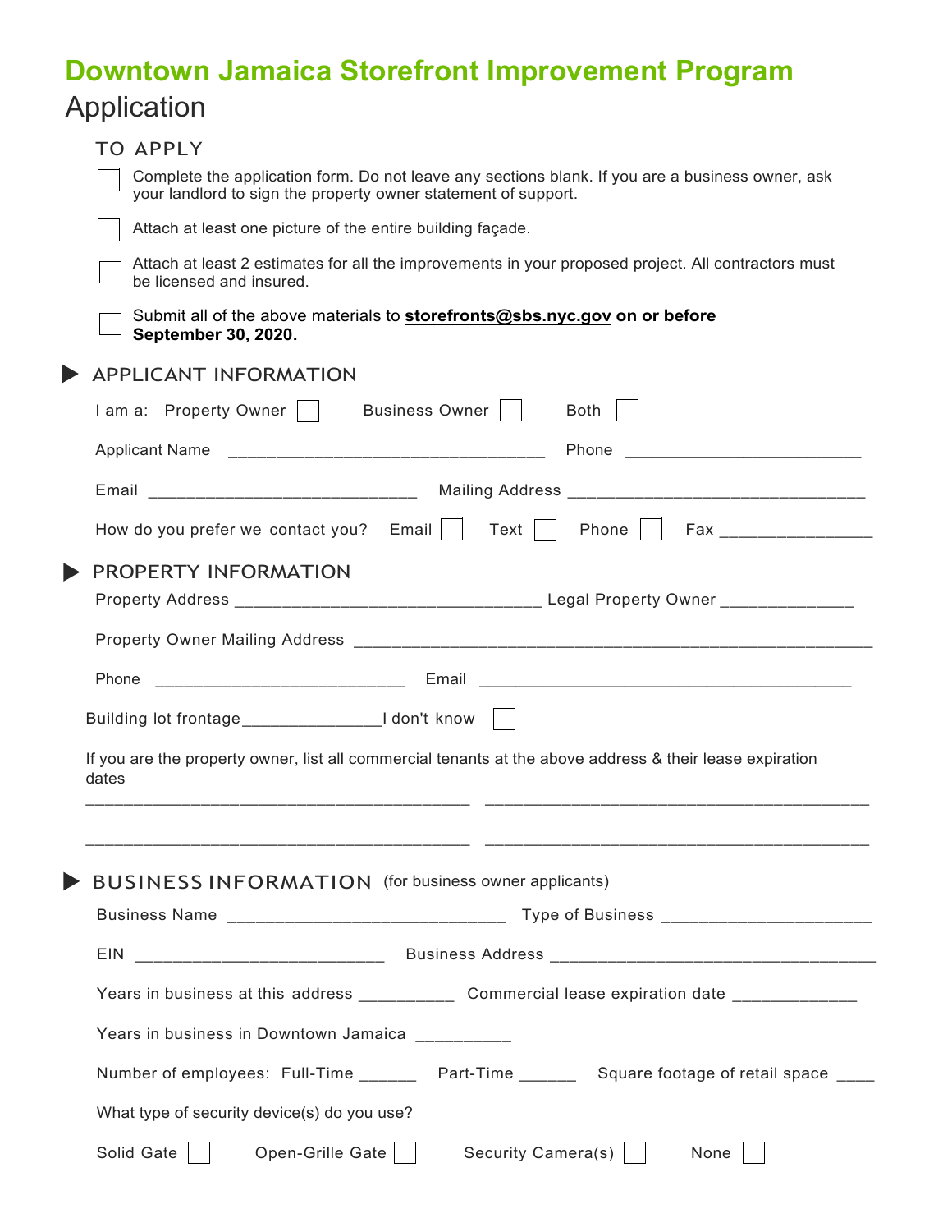# Downtown Jamaica Storefront Improvement Program

## Application

### TO APPLY

- [ ] Complete the application form. Do not leave any sections blank. If you are a business owner, ask your landlord to sign the property owner statement of support.
- [ ] Attach at least one picture of the entire building façade.
- [ ] Attach at least 2 estimates for all the improvements in your proposed project. All contractors must be licensed and insured.
- [ ] Submit all of the above materials to **storefronts@sbs.nyc.gov on or before September 30, 2020.**

### APPLICANT INFORMATION

I am a: Property Owner ☐ Business Owner ☐ Both ☐

Applicant Name ________________________________ Phone ________________________

Email ___________________________ Mailing Address ______________________________

How do you prefer we contact you? Email ☐ Text ☐ Phone ☐ Fax ______________

### PROPERTY INFORMATION

Property Address _______________________________ Legal Property Owner _____________

Property Owner Mailing Address ______________________________________________________

Phone _________________________ Email ________________________________________

Building lot frontage______________I don't know ☐

If you are the property owner, list all commercial tenants at the above address & their lease expiration dates

______________________________________ ______________________________________

______________________________________ ______________________________________

### BUSINESS INFORMATION (for business owner applicants)

Business Name ____________________________ Type of Business _____________________

EIN _________________________ Business Address __________________________________

Years in business at this address __________ Commercial lease expiration date ____________

Years in business in Downtown Jamaica __________

Number of employees: Full-Time ______ Part-Time ______ Square footage of retail space ____

What type of security device(s) do you use?

Solid Gate ☐ Open-Grille Gate ☐ Security Camera(s) ☐ None ☐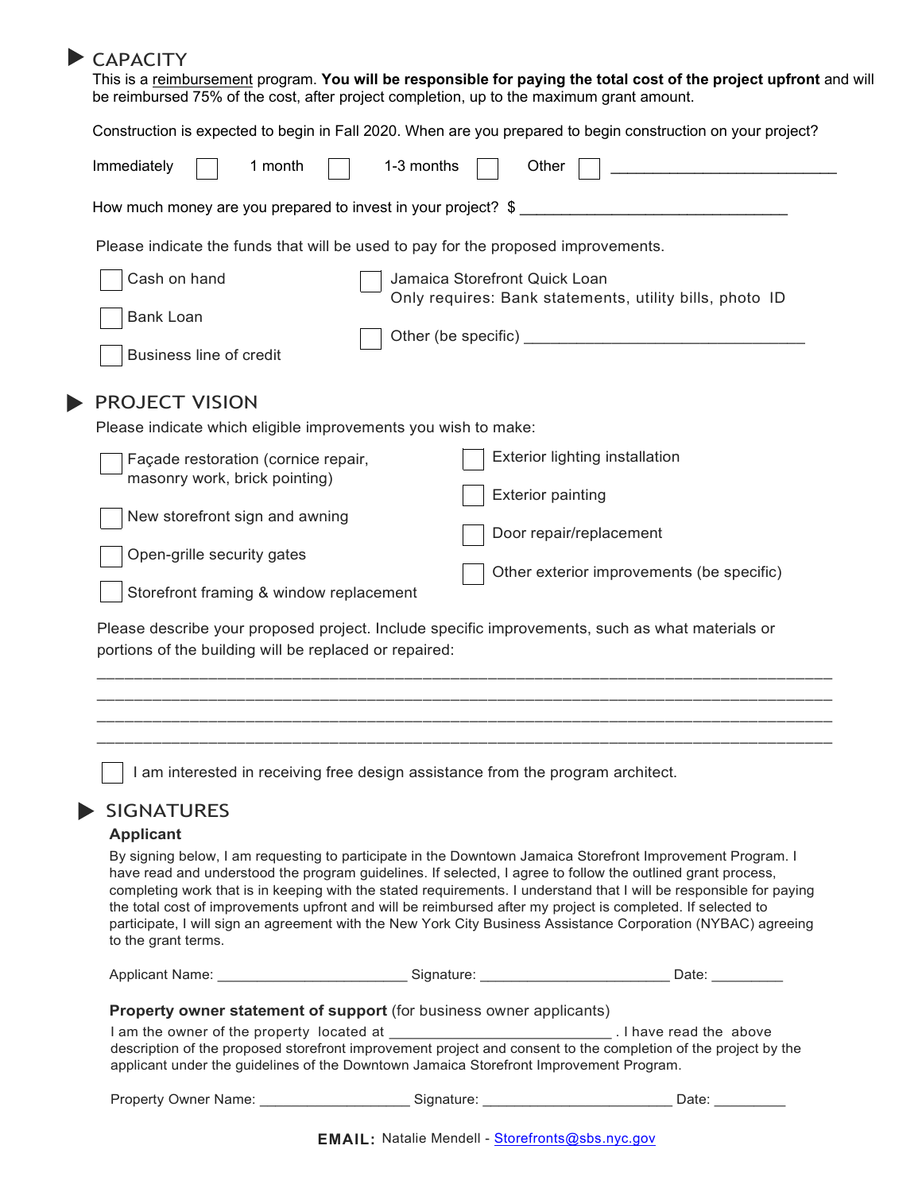## CAPACITY

This is a reimbursement program. **You will be responsible for paying the total cost of the project upfront** and will be reimbursed 75% of the cost, after project completion, up to the maximum grant amount.

Construction is expected to begin in Fall 2020. When are you prepared to begin construction on your project?

☐ Immediately ☐ 1 month ☐ 1-3 months ☐ Other ___________________________

How much money are you prepared to invest in your project? $ _________________________________

Please indicate the funds that will be used to pay for the proposed improvements.

- ☐ Cash on hand
- ☐ Bank Loan
- ☐ Business line of credit
- ☐ Jamaica Storefront Quick Loan
  Only requires: Bank statements, utility bills, photo ID
- ☐ Other (be specific) __________________________________

## PROJECT VISION

Please indicate which eligible improvements you wish to make:

- ☐ Façade restoration (cornice repair, masonry work, brick pointing)
- ☐ New storefront sign and awning
- ☐ Open-grille security gates
- ☐ Storefront framing & window replacement
- ☐ Exterior lighting installation
- ☐ Exterior painting
- ☐ Door repair/replacement
- ☐ Other exterior improvements (be specific)

Please describe your proposed project. Include specific improvements, such as what materials or portions of the building will be replaced or repaired:

______________________________________________________________________________________

______________________________________________________________________________________

______________________________________________________________________________________

______________________________________________________________________________________

☐ I am interested in receiving free design assistance from the program architect.

## SIGNATURES

### Applicant

By signing below, I am requesting to participate in the Downtown Jamaica Storefront Improvement Program. I have read and understood the program guidelines. If selected, I agree to follow the outlined grant process, completing work that is in keeping with the stated requirements. I understand that I will be responsible for paying the total cost of improvements upfront and will be reimbursed after my project is completed. If selected to participate, I will sign an agreement with the New York City Business Assistance Corporation (NYBAC) agreeing to the grant terms.

Applicant Name: ________________________ Signature: ________________________ Date: _________

**Property owner statement of support** (for business owner applicants)

I am the owner of the property located at ____________________________ . I have read the above description of the proposed storefront improvement project and consent to the completion of the project by the applicant under the guidelines of the Downtown Jamaica Storefront Improvement Program.

Property Owner Name: ___________________ Signature: ________________________ Date: _________

**EMAIL:** Natalie Mendell - Storefronts@sbs.nyc.gov